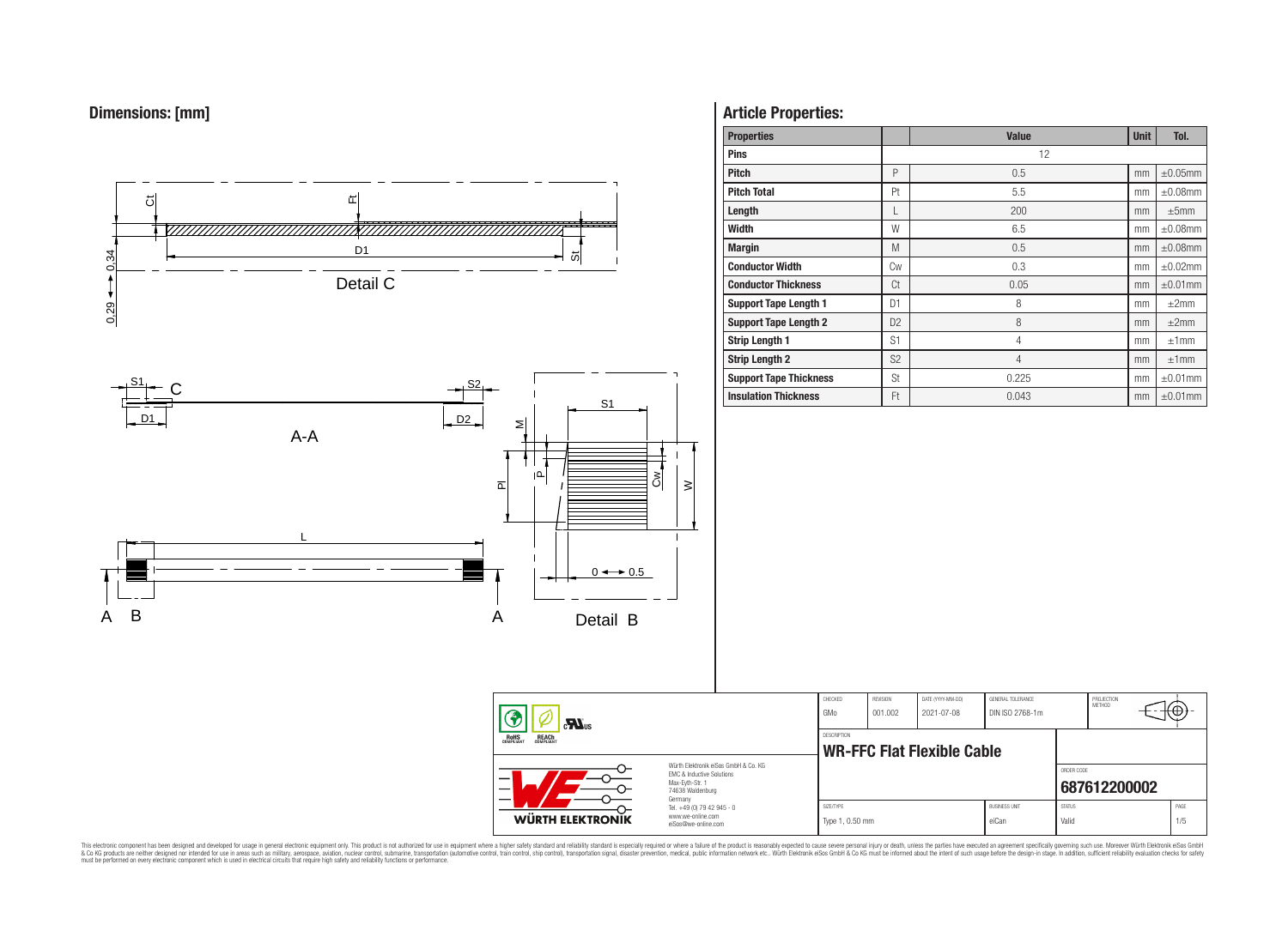## Dimensions: [mm]

Detail C

A-A

Detail B

## Article Properties:

| Properties | | Value | Unit | Tol. |
|---|---|---|---|---|
| Pins | | 12 | | |
| Pitch | P | 0.5 | mm | ±0.05mm |
| Pitch Total | Pt | 5.5 | mm | ±0.08mm |
| Length | L | 200 | mm | ±5mm |
| Width | W | 6.5 | mm | ±0.08mm |
| Margin | M | 0.5 | mm | ±0.08mm |
| Conductor Width | Cw | 0.3 | mm | ±0.02mm |
| Conductor Thickness | Ct | 0.05 | mm | ±0.01mm |
| Support Tape Length 1 | D1 | 8 | mm | ±2mm |
| Support Tape Length 2 | D2 | 8 | mm | ±2mm |
| Strip Length 1 | S1 | 4 | mm | ±1mm |
| Strip Length 2 | S2 | 4 | mm | ±1mm |
| Support Tape Thickness | St | 0.225 | mm | ±0.01mm |
| Insulation Thickness | Ft | 0.043 | mm | ±0.01mm |

| CHECKED | REVISION | DATE (YYYY-MM-DD) | GENERAL TOLERANCE | PROJECTION METHOD |
|---|---|---|---|---|
| GMo | 001.002 | 2021-07-08 | DIN ISO 2768-1m | |

DESCRIPTION: **WR-FFC Flat Flexible Cable**

ORDER CODE: **687612200002**

| SIZE/TYPE | BUSINESS UNIT | STATUS | PAGE |
|---|---|---|---|
| Type 1, 0.50 mm | eiCan | Valid | 1/5 |

Würth Elektronik eiSos GmbH & Co. KG
EMC & Inductive Solutions
Max-Eyth-Str. 1
74638 Waldenburg
Germany
Tel. +49 (0) 79 42 945 - 0
www.we-online.com
eiSos@we-online.com

WÜRTH ELEKTRONIK

This electronic component has been designed and developed for usage in general electronic equipment only. This product is not authorized for use in equipment where a higher safety standard and reliability standard is especially required or where a failure of the product is reasonably expected to cause severe personal injury or death, unless the parties have executed an agreement specifically governing such use. Moreover Würth Elektronik eiSos GmbH & Co KG products are neither designed nor intended for use in areas such as military, aerospace, aviation, nuclear control, submarine, transportation (automotive control, train control, ship control), transportation signal, disaster prevention, medical, public information network etc.. Würth Elektronik eiSos GmbH & Co KG must be informed about the intent of such usage before the design-in stage. In addition, sufficient reliability evaluation checks for safety must be performed on every electronic component which is used in electrical circuits that require high safety and reliability functions or performance.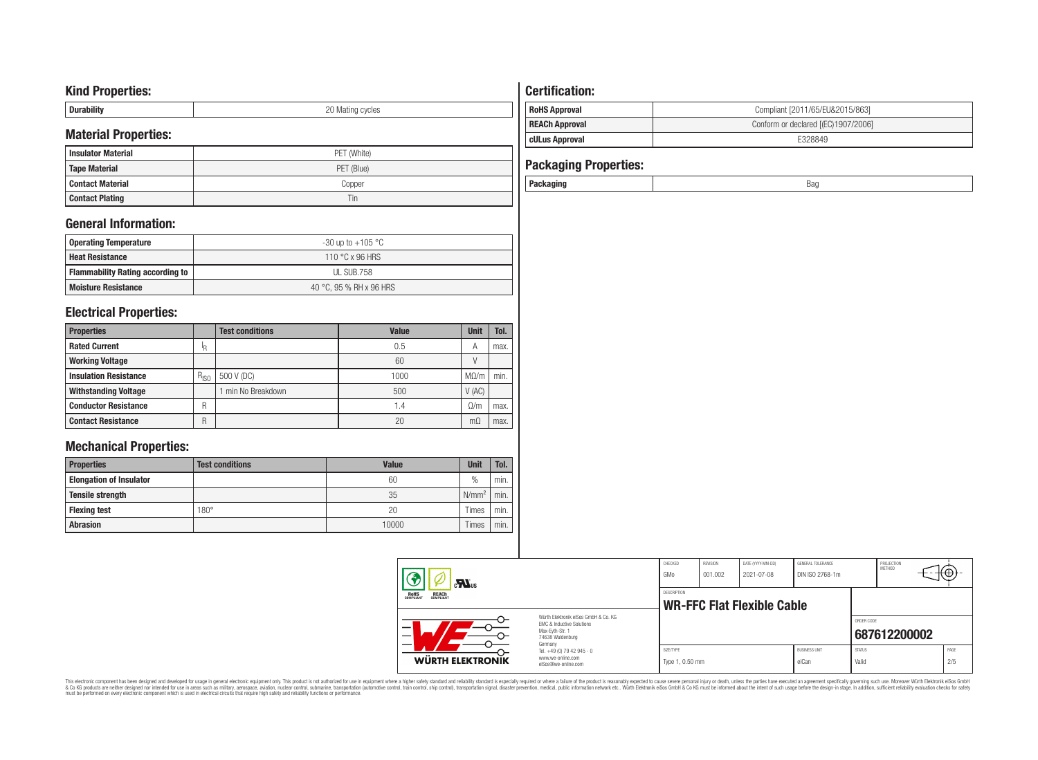## Kind Properties:

| Durability | 20 Mating cycles |
|---|---|

## Material Properties:

| Insulator Material | PET (White) |
|---|---|
| Tape Material | PET (Blue) |
| Contact Material | Copper |
| Contact Plating | Tin |

## General Information:

| Operating Temperature | -30 up to +105 °C |
|---|---|
| Heat Resistance | 110 °C x 96 HRS |
| Flammability Rating according to | UL SUB.758 |
| Moisture Resistance | 40 °C, 95 % RH x 96 HRS |

## Electrical Properties:

| Properties | | Test conditions | Value | Unit | Tol. |
|---|---|---|---|---|---|
| Rated Current | $I_R$ | | 0.5 | A | max. |
| Working Voltage | | | 60 | V | |
| Insulation Resistance | $R_{ISO}$ | 500 V (DC) | 1000 | MΩ/m | min. |
| Withstanding Voltage | | 1 min No Breakdown | 500 | V (AC) | |
| Conductor Resistance | R | | 1.4 | Ω/m | max. |
| Contact Resistance | R | | 20 | mΩ | max. |

## Mechanical Properties:

| Properties | Test conditions | Value | Unit | Tol. |
|---|---|---|---|---|
| Elongation of Insulator | | 60 | % | min. |
| Tensile strength | | 35 | $N/mm^2$ | min. |
| Flexing test | 180° | 20 | Times | min. |
| Abrasion | | 10000 | Times | min. |

## Certification:

| RoHS Approval | Compliant [2011/65/EU&2015/863] |
|---|---|
| REACh Approval | Conform or declared [(EC)1907/2006] |
| cULus Approval | E328849 |

## Packaging Properties:

| Packaging | Bag |
|---|---|

| CHECKED | REVISION | DATE (YYYY-MM-DD) | GENERAL TOLERANCE | PROJECTION METHOD |
|---|---|---|---|---|
| GMo | 001.002 | 2021-07-08 | DIN ISO 2768-1m | |

DESCRIPTION: **WR-FFC Flat Flexible Cable**

ORDER CODE: **687612200002**

| SIZE/TYPE | BUSINESS UNIT | STATUS | PAGE |
|---|---|---|---|
| Type 1, 0.50 mm | eiCan | Valid | 2/5 |

Würth Elektronik eiSos GmbH & Co. KG
EMC & Inductive Solutions
Max-Eyth-Str. 1
74638 Waldenburg
Germany
Tel. +49 (0) 79 42 945 - 0
www.we-online.com
eiSos@we-online.com

WÜRTH ELEKTRONIK

This electronic component has been designed and developed for usage in general electronic equipment only. This product is not authorized for use in equipment where a higher safety standard and reliability standard is especially required or where a failure of the product is reasonably expected to cause severe personal injury or death, unless the parties have executed an agreement specifically governing such use. Moreover Würth Elektronik eiSos GmbH & Co KG products are neither designed nor intended for use in areas such as military, aerospace, aviation, nuclear control, submarine, transportation (automotive control, train control, ship control), transportation signal, disaster prevention, medical, public information network etc.. Würth Elektronik eiSos GmbH & Co KG must be informed about the intent of such usage before the design-in stage. In addition, sufficient reliability evaluation checks for safety must be performed on every electronic component which is used in electrical circuits that require high safety and reliability functions or performance.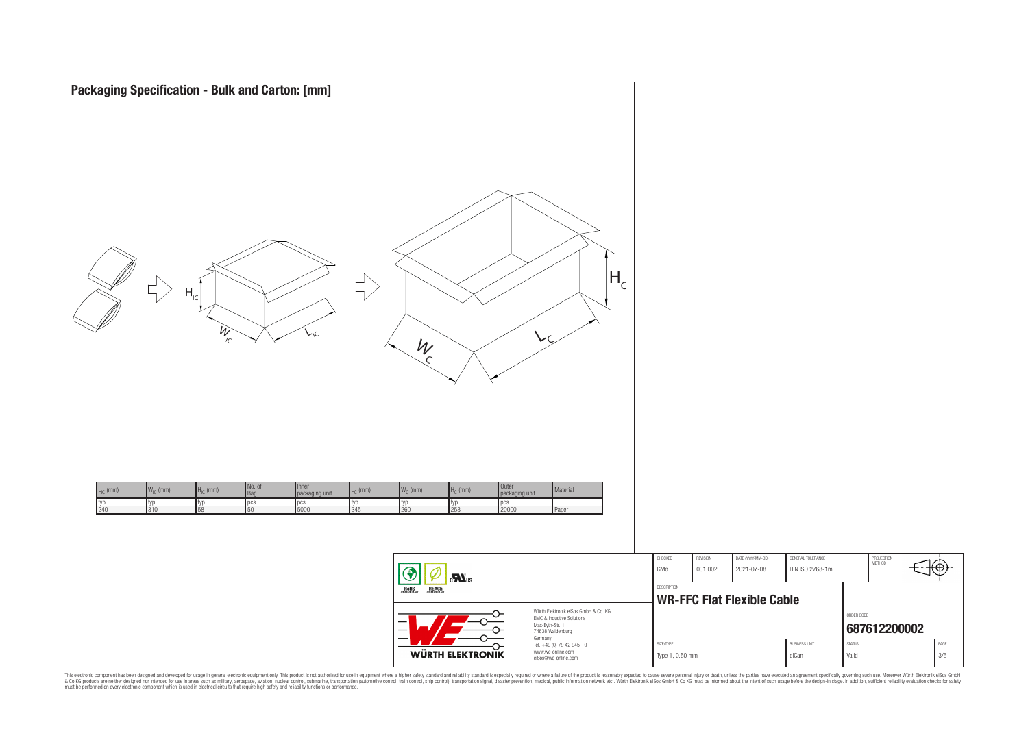# Packaging Specification - Bulk and Carton: [mm]

| $L_{IC}$ (mm) | $W_{IC}$ (mm) | $H_{IC}$ (mm) | No. of Bag | Inner packaging unit | $L_C$ (mm) | $W_C$ (mm) | $H_C$ (mm) | Outer packaging unit | Material |
|---|---|---|---|---|---|---|---|---|---|
| typ. | typ. | typ. | pcs. | pcs. | typ. | typ. | typ. | pcs. | |
| 240 | 310 | 58 | 50 | 5000 | 345 | 260 | 253 | 20000 | Paper |

| CHECKED | REVISION | DATE (YYYY-MM-DD) | GENERAL TOLERANCE | PROJECTION METHOD |
|---|---|---|---|---|
| GMo | 001.002 | 2021-07-08 | DIN ISO 2768-1m | |

DESCRIPTION
**WR-FFC Flat Flexible Cable**

ORDER CODE
**687612200002**

| SIZE/TYPE | BUSINESS UNIT | STATUS | PAGE |
|---|---|---|---|
| Type 1, 0.50 mm | eiCan | Valid | 3/5 |

Würth Elektronik eiSos GmbH & Co. KG
EMC & Inductive Solutions
Max-Eyth-Str. 1
74638 Waldenburg
Germany
Tel. +49 (0) 79 42 945 - 0
www.we-online.com
eiSos@we-online.com

This electronic component has been designed and developed for usage in general electronic equipment only. This product is not authorized for use in equipment where a higher safety standard and reliability standard is especially required or where a failure of the product is reasonably expected to cause severe personal injury or death, unless the parties have executed an agreement specifically governing such use. Moreover Würth Elektronik eiSos GmbH & Co KG products are neither designed nor intended for use in areas such as military, aerospace, aviation, nuclear control, submarine, transportation (automotive control, train control, ship control), transportation signal, disaster prevention, medical, public information network etc.. Würth Elektronik eiSos GmbH & Co KG must be informed about the intent of such usage before the design-in stage. In addition, sufficient reliability evaluation checks for safety must be performed on every electronic component which is used in electrical circuits that require high safety and reliability functions or performance.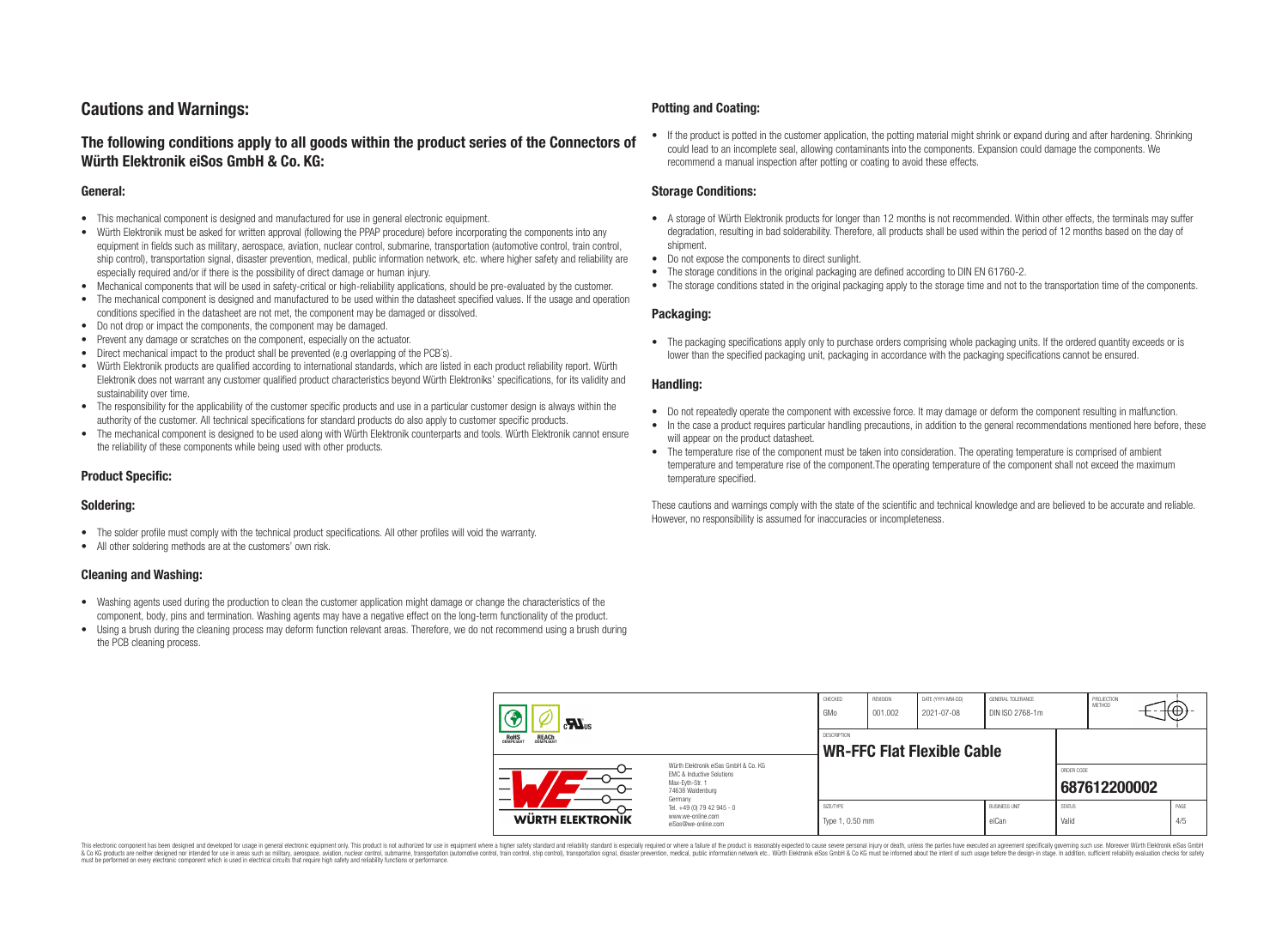# Cautions and Warnings:

## The following conditions apply to all goods within the product series of the Connectors of Würth Elektronik eiSos GmbH & Co. KG:

### General:

- This mechanical component is designed and manufactured for use in general electronic equipment.
- Würth Elektronik must be asked for written approval (following the PPAP procedure) before incorporating the components into any equipment in fields such as military, aerospace, aviation, nuclear control, submarine, transportation (automotive control, train control, ship control), transportation signal, disaster prevention, medical, public information network, etc. where higher safety and reliability are especially required and/or if there is the possibility of direct damage or human injury.
- Mechanical components that will be used in safety-critical or high-reliability applications, should be pre-evaluated by the customer.
- The mechanical component is designed and manufactured to be used within the datasheet specified values. If the usage and operation conditions specified in the datasheet are not met, the component may be damaged or dissolved.
- Do not drop or impact the components, the component may be damaged.
- Prevent any damage or scratches on the component, especially on the actuator.
- Direct mechanical impact to the product shall be prevented (e.g overlapping of the PCB´s).
- Würth Elektronik products are qualified according to international standards, which are listed in each product reliability report. Würth Elektronik does not warrant any customer qualified product characteristics beyond Würth Elektroniks' specifications, for its validity and sustainability over time.
- The responsibility for the applicability of the customer specific products and use in a particular customer design is always within the authority of the customer. All technical specifications for standard products do also apply to customer specific products.
- The mechanical component is designed to be used along with Würth Elektronik counterparts and tools. Würth Elektronik cannot ensure the reliability of these components while being used with other products.

### Product Specific:

### Soldering:

- The solder profile must comply with the technical product specifications. All other profiles will void the warranty.
- All other soldering methods are at the customers' own risk.

### Cleaning and Washing:

- Washing agents used during the production to clean the customer application might damage or change the characteristics of the component, body, pins and termination. Washing agents may have a negative effect on the long-term functionality of the product.
- Using a brush during the cleaning process may deform function relevant areas. Therefore, we do not recommend using a brush during the PCB cleaning process.

### Potting and Coating:

- If the product is potted in the customer application, the potting material might shrink or expand during and after hardening. Shrinking could lead to an incomplete seal, allowing contaminants into the components. Expansion could damage the components. We recommend a manual inspection after potting or coating to avoid these effects.

### Storage Conditions:

- A storage of Würth Elektronik products for longer than 12 months is not recommended. Within other effects, the terminals may suffer degradation, resulting in bad solderability. Therefore, all products shall be used within the period of 12 months based on the day of shipment.
- Do not expose the components to direct sunlight.
- The storage conditions in the original packaging are defined according to DIN EN 61760-2.
- The storage conditions stated in the original packaging apply to the storage time and not to the transportation time of the components.

### Packaging:

- The packaging specifications apply only to purchase orders comprising whole packaging units. If the ordered quantity exceeds or is lower than the specified packaging unit, packaging in accordance with the packaging specifications cannot be ensured.

### Handling:

- Do not repeatedly operate the component with excessive force. It may damage or deform the component resulting in malfunction.
- In the case a product requires particular handling precautions, in addition to the general recommendations mentioned here before, these will appear on the product datasheet.
- The temperature rise of the component must be taken into consideration. The operating temperature is comprised of ambient temperature and temperature rise of the component.The operating temperature of the component shall not exceed the maximum temperature specified.

These cautions and warnings comply with the state of the scientific and technical knowledge and are believed to be accurate and reliable. However, no responsibility is assumed for inaccuracies or incompleteness.

| CHECKED | REVISION | DATE (YYYY-MM-DD) | GENERAL TOLERANCE | PROJECTION METHOD |
|---|---|---|---|---|
| GMo | 001.002 | 2021-07-08 | DIN ISO 2768-1m | |

| DESCRIPTION | | | |
|---|---|---|---|
| **WR-FFC Flat Flexible Cable** | | ORDER CODE | **687612200002** |
| SIZE/TYPE | BUSINESS UNIT | STATUS | PAGE |
| Type 1, 0.50 mm | eiCan | Valid | 4/5 |

Würth Elektronik eiSos GmbH & Co. KG
EMC & Inductive Solutions
Max-Eyth-Str. 1
74638 Waldenburg
Germany
Tel. +49 (0) 79 42 945 - 0
www.we-online.com
eiSos@we-online.com

This electronic component has been designed and developed for usage in general electronic equipment only. This product is not authorized for use in equipment where a higher safety standard and reliability standard is especially required or where a failure of the product is reasonably expected to cause severe personal injury or death, unless the parties have executed an agreement specifically governing such use. Moreover Würth Elektronik eiSos GmbH & Co KG products are neither designed nor intended for use in areas such as military, aerospace, aviation, nuclear control, submarine, transportation (automotive control, train control, ship control), transportation signal, disaster prevention, medical, public information network etc.. Würth Elektronik eiSos GmbH & Co KG must be informed about the intent of such usage before the design-in stage. In addition, sufficient reliability evaluation checks for safety must be performed on every electronic component which is used in electrical circuits that require high safety and reliability functions or performance.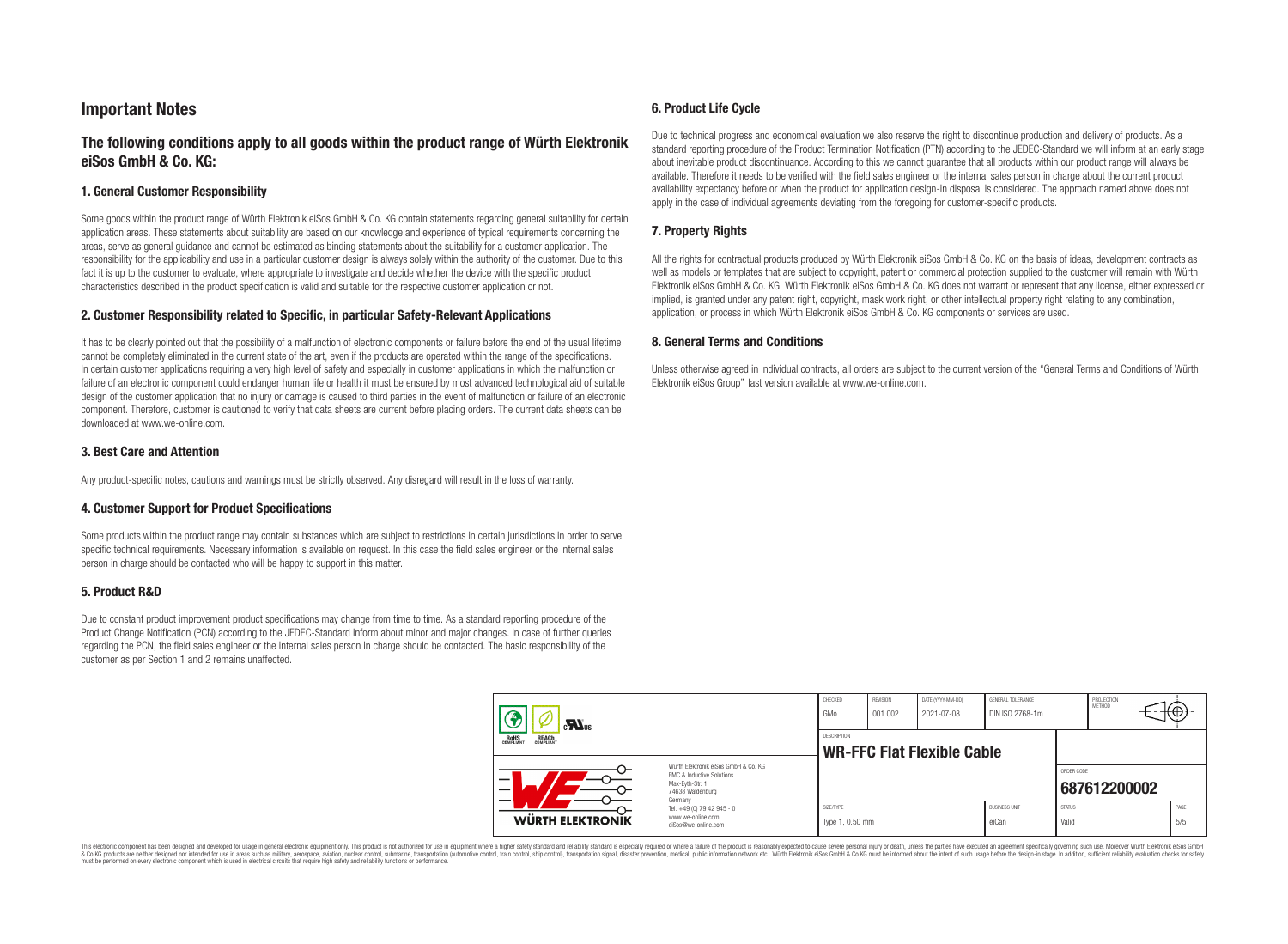# Important Notes

## The following conditions apply to all goods within the product range of Würth Elektronik eiSos GmbH & Co. KG:

### 1. General Customer Responsibility

Some goods within the product range of Würth Elektronik eiSos GmbH & Co. KG contain statements regarding general suitability for certain application areas. These statements about suitability are based on our knowledge and experience of typical requirements concerning the areas, serve as general guidance and cannot be estimated as binding statements about the suitability for a customer application. The responsibility for the applicability and use in a particular customer design is always solely within the authority of the customer. Due to this fact it is up to the customer to evaluate, where appropriate to investigate and decide whether the device with the specific product characteristics described in the product specification is valid and suitable for the respective customer application or not.

### 2. Customer Responsibility related to Specific, in particular Safety-Relevant Applications

It has to be clearly pointed out that the possibility of a malfunction of electronic components or failure before the end of the usual lifetime cannot be completely eliminated in the current state of the art, even if the products are operated within the range of the specifications. In certain customer applications requiring a very high level of safety and especially in customer applications in which the malfunction or failure of an electronic component could endanger human life or health it must be ensured by most advanced technological aid of suitable design of the customer application that no injury or damage is caused to third parties in the event of malfunction or failure of an electronic component. Therefore, customer is cautioned to verify that data sheets are current before placing orders. The current data sheets can be downloaded at www.we-online.com.

### 3. Best Care and Attention

Any product-specific notes, cautions and warnings must be strictly observed. Any disregard will result in the loss of warranty.

### 4. Customer Support for Product Specifications

Some products within the product range may contain substances which are subject to restrictions in certain jurisdictions in order to serve specific technical requirements. Necessary information is available on request. In this case the field sales engineer or the internal sales person in charge should be contacted who will be happy to support in this matter.

### 5. Product R&D

Due to constant product improvement product specifications may change from time to time. As a standard reporting procedure of the Product Change Notification (PCN) according to the JEDEC-Standard inform about minor and major changes. In case of further queries regarding the PCN, the field sales engineer or the internal sales person in charge should be contacted. The basic responsibility of the customer as per Section 1 and 2 remains unaffected.

### 6. Product Life Cycle

Due to technical progress and economical evaluation we also reserve the right to discontinue production and delivery of products. As a standard reporting procedure of the Product Termination Notification (PTN) according to the JEDEC-Standard we will inform at an early stage about inevitable product discontinuance. According to this we cannot guarantee that all products within our product range will always be available. Therefore it needs to be verified with the field sales engineer or the internal sales person in charge about the current product availability expectancy before or when the product for application design-in disposal is considered. The approach named above does not apply in the case of individual agreements deviating from the foregoing for customer-specific products.

### 7. Property Rights

All the rights for contractual products produced by Würth Elektronik eiSos GmbH & Co. KG on the basis of ideas, development contracts as well as models or templates that are subject to copyright, patent or commercial protection supplied to the customer will remain with Würth Elektronik eiSos GmbH & Co. KG. Würth Elektronik eiSos GmbH & Co. KG does not warrant or represent that any license, either expressed or implied, is granted under any patent right, copyright, mask work right, or other intellectual property right relating to any combination, application, or process in which Würth Elektronik eiSos GmbH & Co. KG components or services are used.

### 8. General Terms and Conditions

Unless otherwise agreed in individual contracts, all orders are subject to the current version of the "General Terms and Conditions of Würth Elektronik eiSos Group", last version available at www.we-online.com.

| | | | | | | | |
|---|---|---|---|---|---|---|---|
| RoHS COMPLIANT / REACh COMPLIANT / cULus | | CHECKED: GMo | REVISION: 001.002 | DATE (YYYY-MM-DD): 2021-07-08 | GENERAL TOLERANCE: DIN ISO 2768-1m | PROJECTION METHOD | |
| | | DESCRIPTION: **WR-FFC Flat Flexible Cable** | | | | | |
| WÜRTH ELEKTRONIK | Würth Elektronik eiSos GmbH & Co. KG, EMC & Inductive Solutions, Max-Eyth-Str. 1, 74638 Waldenburg, Germany, Tel. +49 (0) 79 42 945 - 0, www.we-online.com, eiSos@we-online.com | | | | | ORDER CODE: **687612200002** | |
| | | SIZE/TYPE: Type 1, 0.50 mm | | | BUSINESS UNIT: eiCan | STATUS: Valid | PAGE: 5/5 |

This electronic component has been designed and developed for usage in general electronic equipment only. This product is not authorized for use in equipment where a higher safety standard and reliability standard is especially required or where a failure of the product is reasonably expected to cause severe personal injury or death, unless the parties have executed an agreement specifically governing such use. Moreover Würth Elektronik eiSos GmbH & Co KG products are neither designed nor intended for use in areas such as military, aerospace, aviation, nuclear control, submarine, transportation (automotive control, train control, ship control), transportation signal, disaster prevention, medical, public information network etc.. Würth Elektronik eiSos GmbH & Co KG must be informed about the intent of such usage before the design-in stage. In addition, sufficient reliability evaluation checks for safety must be performed on every electronic component which is used in electrical circuits that require high safety and reliability functions or performance.